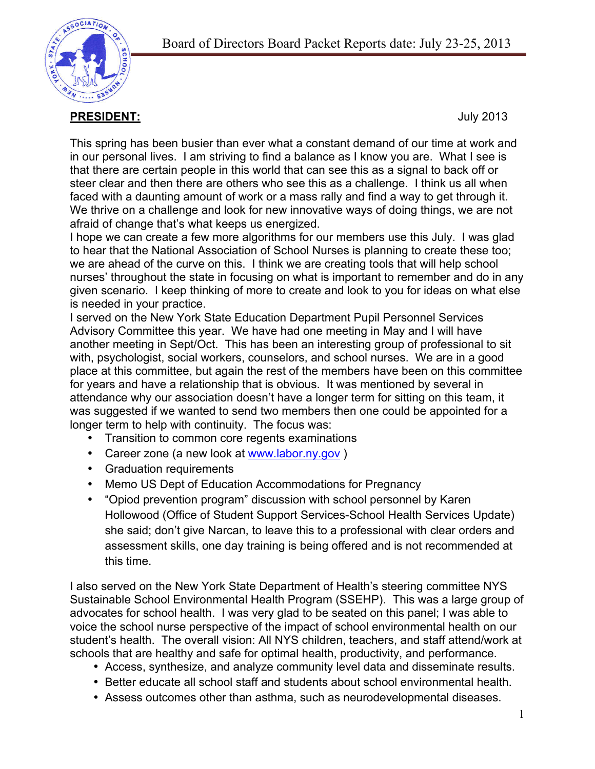Board of Directors Board Packet Reports date: July 23-25, 2013

**PRESIDENT:** July 2013

This spring has been busier than ever what a constant demand of our time at work and in our personal lives. I am striving to find a balance as I know you are. What I see is that there are certain people in this world that can see this as a signal to back off or steer clear and then there are others who see this as a challenge. I think us all when faced with a daunting amount of work or a mass rally and find a way to get through it. We thrive on a challenge and look for new innovative ways of doing things, we are not afraid of change that's what keeps us energized.

I hope we can create a few more algorithms for our members use this July. I was glad to hear that the National Association of School Nurses is planning to create these too; we are ahead of the curve on this. I think we are creating tools that will help school nurses' throughout the state in focusing on what is important to remember and do in any given scenario. I keep thinking of more to create and look to you for ideas on what else is needed in your practice.

I served on the New York State Education Department Pupil Personnel Services Advisory Committee this year. We have had one meeting in May and I will have another meeting in Sept/Oct. This has been an interesting group of professional to sit with, psychologist, social workers, counselors, and school nurses. We are in a good place at this committee, but again the rest of the members have been on this committee for years and have a relationship that is obvious. It was mentioned by several in attendance why our association doesn't have a longer term for sitting on this team, it was suggested if we wanted to send two members then one could be appointed for a longer term to help with continuity. The focus was:

- Transition to common core regents examinations
- Career zone (a new look at www.labor.ny.gov )
- Graduation requirements
- Memo US Dept of Education Accommodations for Pregnancy
- "Opiod prevention program" discussion with school personnel by Karen Hollowood (Office of Student Support Services-School Health Services Update) she said; don't give Narcan, to leave this to a professional with clear orders and assessment skills, one day training is being offered and is not recommended at this time.

I also served on the New York State Department of Health's steering committee NYS Sustainable School Environmental Health Program (SSEHP). This was a large group of advocates for school health. I was very glad to be seated on this panel; I was able to voice the school nurse perspective of the impact of school environmental health on our student's health. The overall vision: All NYS children, teachers, and staff attend/work at schools that are healthy and safe for optimal health, productivity, and performance.

- Access, synthesize, and analyze community level data and disseminate results.
- Better educate all school staff and students about school environmental health.
- Assess outcomes other than asthma, such as neurodevelopmental diseases.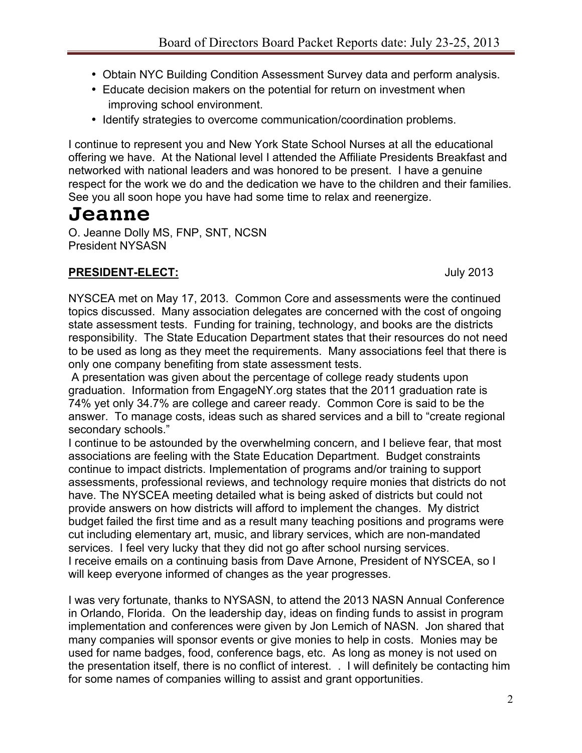- Obtain NYC Building Condition Assessment Survey data and perform analysis.
- Educate decision makers on the potential for return on investment when improving school environment.
- Identify strategies to overcome communication/coordination problems.

I continue to represent you and New York State School Nurses at all the educational offering we have. At the National level I attended the Affiliate Presidents Breakfast and networked with national leaders and was honored to be present. I have a genuine respect for the work we do and the dedication we have to the children and their families. See you all soon hope you have had some time to relax and reenergize.

# Jeanne

O. Jeanne Dolly MS, FNP, SNT, NCSN
President NYSASN

**PRESIDENT-ELECT:** July 2013

NYSCEA met on May 17, 2013. Common Core and assessments were the continued topics discussed. Many association delegates are concerned with the cost of ongoing state assessment tests. Funding for training, technology, and books are the districts responsibility. The State Education Department states that their resources do not need to be used as long as they meet the requirements. Many associations feel that there is only one company benefiting from state assessment tests.

A presentation was given about the percentage of college ready students upon graduation. Information from EngageNY.org states that the 2011 graduation rate is 74% yet only 34.7% are college and career ready. Common Core is said to be the answer. To manage costs, ideas such as shared services and a bill to "create regional secondary schools."

I continue to be astounded by the overwhelming concern, and I believe fear, that most associations are feeling with the State Education Department. Budget constraints continue to impact districts. Implementation of programs and/or training to support assessments, professional reviews, and technology require monies that districts do not have. The NYSCEA meeting detailed what is being asked of districts but could not provide answers on how districts will afford to implement the changes. My district budget failed the first time and as a result many teaching positions and programs were cut including elementary art, music, and library services, which are non-mandated services. I feel very lucky that they did not go after school nursing services.

I receive emails on a continuing basis from Dave Arnone, President of NYSCEA, so I will keep everyone informed of changes as the year progresses.

I was very fortunate, thanks to NYSASN, to attend the 2013 NASN Annual Conference in Orlando, Florida. On the leadership day, ideas on finding funds to assist in program implementation and conferences were given by Jon Lemich of NASN. Jon shared that many companies will sponsor events or give monies to help in costs. Monies may be used for name badges, food, conference bags, etc. As long as money is not used on the presentation itself, there is no conflict of interest. . I will definitely be contacting him for some names of companies willing to assist and grant opportunities.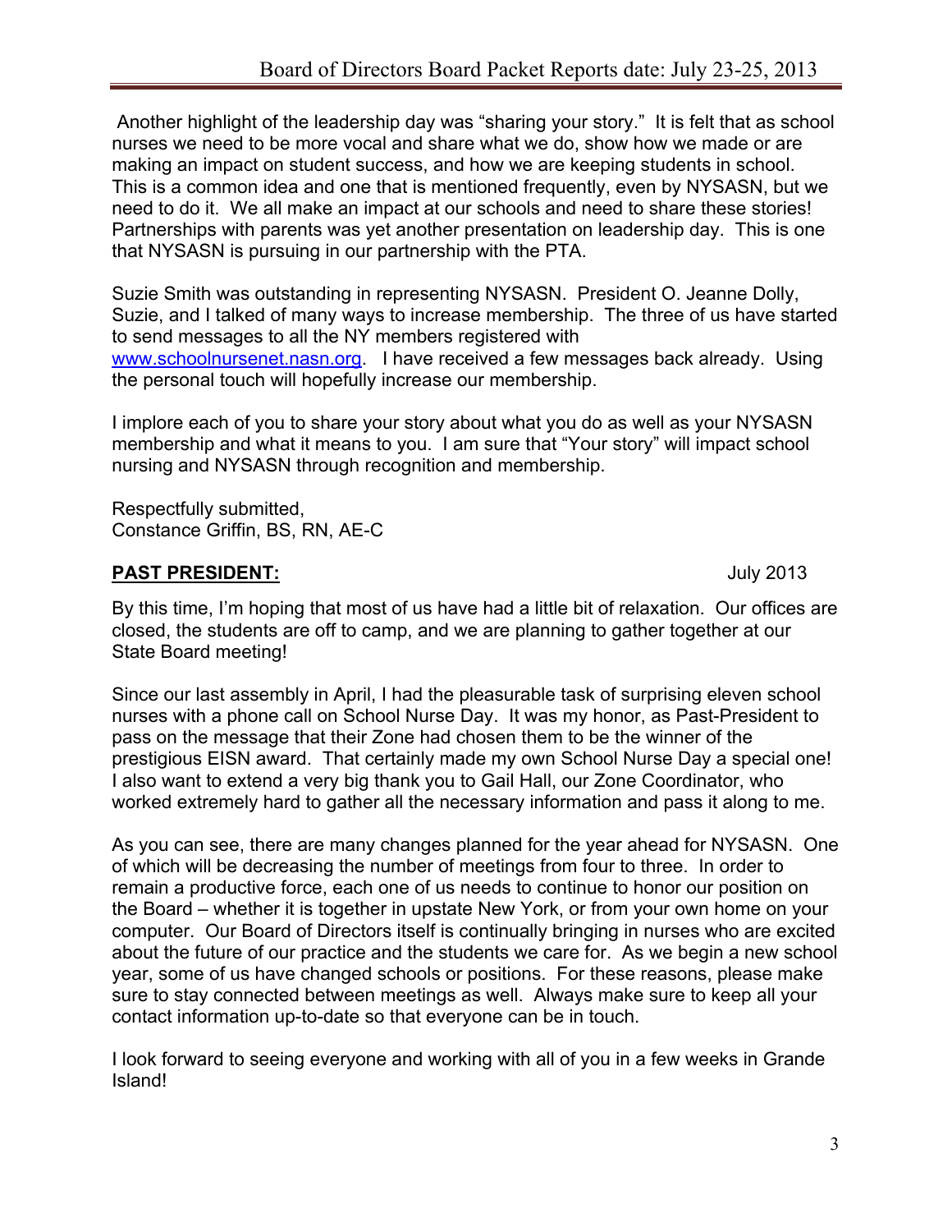Another highlight of the leadership day was "sharing your story." It is felt that as school nurses we need to be more vocal and share what we do, show how we made or are making an impact on student success, and how we are keeping students in school. This is a common idea and one that is mentioned frequently, even by NYSASN, but we need to do it. We all make an impact at our schools and need to share these stories! Partnerships with parents was yet another presentation on leadership day. This is one that NYSASN is pursuing in our partnership with the PTA.

Suzie Smith was outstanding in representing NYSASN. President O. Jeanne Dolly, Suzie, and I talked of many ways to increase membership. The three of us have started to send messages to all the NY members registered with www.schoolnursenet.nasn.org. I have received a few messages back already. Using the personal touch will hopefully increase our membership.

I implore each of you to share your story about what you do as well as your NYSASN membership and what it means to you. I am sure that "Your story" will impact school nursing and NYSASN through recognition and membership.

Respectfully submitted,
Constance Griffin, BS, RN, AE-C

## PAST PRESIDENT: July 2013

By this time, I'm hoping that most of us have had a little bit of relaxation. Our offices are closed, the students are off to camp, and we are planning to gather together at our State Board meeting!

Since our last assembly in April, I had the pleasurable task of surprising eleven school nurses with a phone call on School Nurse Day. It was my honor, as Past-President to pass on the message that their Zone had chosen them to be the winner of the prestigious EISN award. That certainly made my own School Nurse Day a special one! I also want to extend a very big thank you to Gail Hall, our Zone Coordinator, who worked extremely hard to gather all the necessary information and pass it along to me.

As you can see, there are many changes planned for the year ahead for NYSASN. One of which will be decreasing the number of meetings from four to three. In order to remain a productive force, each one of us needs to continue to honor our position on the Board – whether it is together in upstate New York, or from your own home on your computer. Our Board of Directors itself is continually bringing in nurses who are excited about the future of our practice and the students we care for. As we begin a new school year, some of us have changed schools or positions. For these reasons, please make sure to stay connected between meetings as well. Always make sure to keep all your contact information up-to-date so that everyone can be in touch.

I look forward to seeing everyone and working with all of you in a few weeks in Grande Island!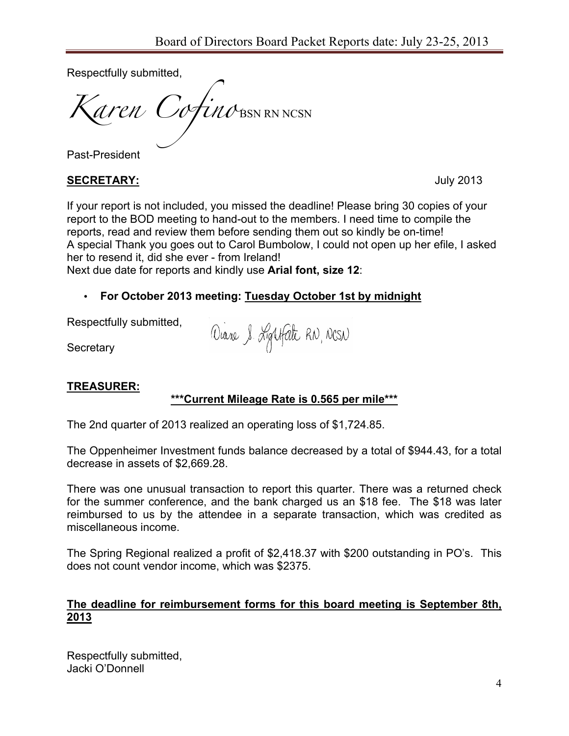Respectfully submitted,

Karen Cofino BSN RN NCSN

Past-President

**SECRETARY:** July 2013

If your report is not included, you missed the deadline! Please bring 30 copies of your report to the BOD meeting to hand-out to the members. I need time to compile the reports, read and review them before sending them out so kindly be on-time!
A special Thank you goes out to Carol Bumbolow, I could not open up her efile, I asked her to resend it, did she ever - from Ireland!
Next due date for reports and kindly use **Arial font, size 12**:

- **For October 2013 meeting: Tuesday October 1st by midnight**

Respectfully submitted,

Secretary

Diane S. Lightfate RN, NCSN

**TREASURER:**

**\*\*\*Current Mileage Rate is 0.565 per mile\*\*\***

The 2nd quarter of 2013 realized an operating loss of $1,724.85.

The Oppenheimer Investment funds balance decreased by a total of $944.43, for a total decrease in assets of $2,669.28.

There was one unusual transaction to report this quarter. There was a returned check for the summer conference, and the bank charged us an $18 fee. The $18 was later reimbursed to us by the attendee in a separate transaction, which was credited as miscellaneous income.

The Spring Regional realized a profit of $2,418.37 with $200 outstanding in PO's. This does not count vendor income, which was $2375.

**The deadline for reimbursement forms for this board meeting is September 8th, 2013**

Respectfully submitted,
Jacki O'Donnell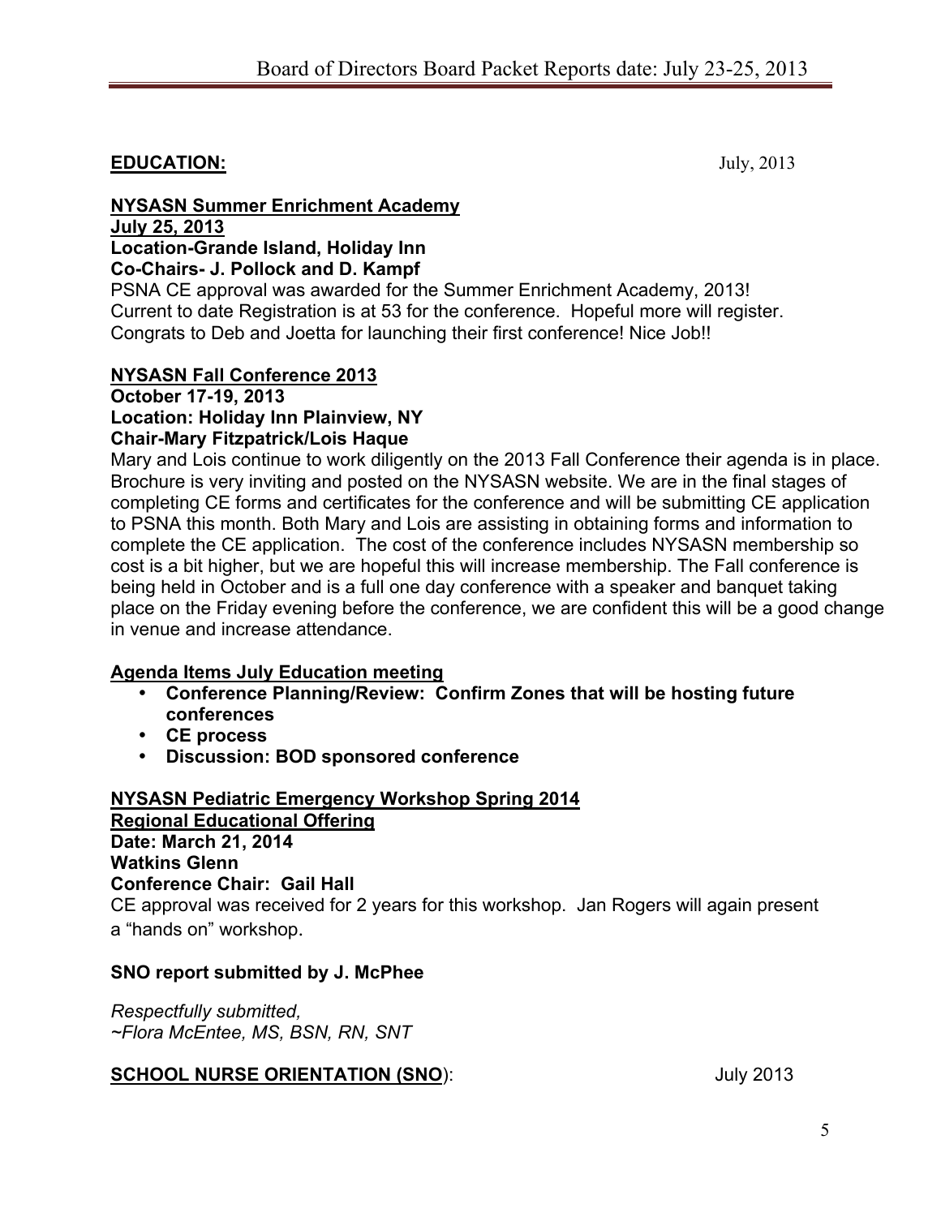**EDUCATION:** July, 2013

**NYSASN Summer Enrichment Academy**
**July 25, 2013**
**Location-Grande Island, Holiday Inn**
**Co-Chairs- J. Pollock and D. Kampf**

PSNA CE approval was awarded for the Summer Enrichment Academy, 2013! Current to date Registration is at 53 for the conference. Hopeful more will register. Congrats to Deb and Joetta for launching their first conference! Nice Job!!

**NYSASN Fall Conference 2013**
**October 17-19, 2013**
**Location: Holiday Inn Plainview, NY**
**Chair-Mary Fitzpatrick/Lois Haque**

Mary and Lois continue to work diligently on the 2013 Fall Conference their agenda is in place. Brochure is very inviting and posted on the NYSASN website. We are in the final stages of completing CE forms and certificates for the conference and will be submitting CE application to PSNA this month. Both Mary and Lois are assisting in obtaining forms and information to complete the CE application. The cost of the conference includes NYSASN membership so cost is a bit higher, but we are hopeful this will increase membership. The Fall conference is being held in October and is a full one day conference with a speaker and banquet taking place on the Friday evening before the conference, we are confident this will be a good change in venue and increase attendance.

**Agenda Items July Education meeting**

- **Conference Planning/Review: Confirm Zones that will be hosting future conferences**
- **CE process**
- **Discussion: BOD sponsored conference**

**NYSASN Pediatric Emergency Workshop Spring 2014**
**Regional Educational Offering**
**Date: March 21, 2014**
**Watkins Glenn**
**Conference Chair: Gail Hall**

CE approval was received for 2 years for this workshop. Jan Rogers will again present a "hands on" workshop.

**SNO report submitted by J. McPhee**

*Respectfully submitted,*
*~Flora McEntee, MS, BSN, RN, SNT*

**SCHOOL NURSE ORIENTATION (SNO):** July 2013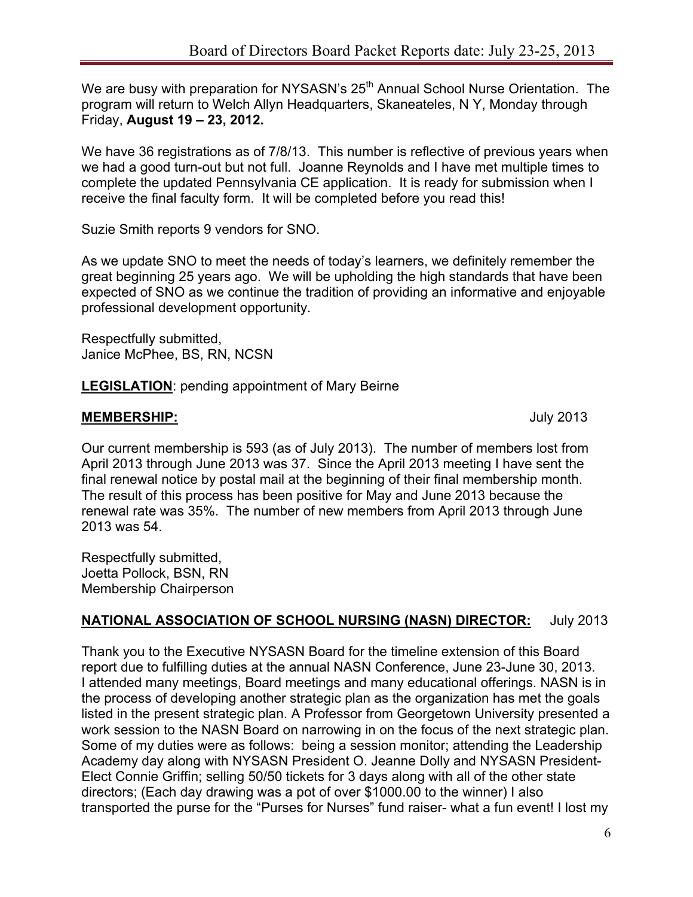We are busy with preparation for NYSASN's 25th Annual School Nurse Orientation. The program will return to Welch Allyn Headquarters, Skaneateles, N Y, Monday through Friday, **August 19 – 23, 2012.**

We have 36 registrations as of 7/8/13. This number is reflective of previous years when we had a good turn-out but not full. Joanne Reynolds and I have met multiple times to complete the updated Pennsylvania CE application. It is ready for submission when I receive the final faculty form. It will be completed before you read this!

Suzie Smith reports 9 vendors for SNO.

As we update SNO to meet the needs of today's learners, we definitely remember the great beginning 25 years ago. We will be upholding the high standards that have been expected of SNO as we continue the tradition of providing an informative and enjoyable professional development opportunity.

Respectfully submitted,
Janice McPhee, BS, RN, NCSN

**LEGISLATION**: pending appointment of Mary Beirne

**MEMBERSHIP:** July 2013

Our current membership is 593 (as of July 2013). The number of members lost from April 2013 through June 2013 was 37. Since the April 2013 meeting I have sent the final renewal notice by postal mail at the beginning of their final membership month. The result of this process has been positive for May and June 2013 because the renewal rate was 35%. The number of new members from April 2013 through June 2013 was 54.

Respectfully submitted,
Joetta Pollock, BSN, RN
Membership Chairperson

**NATIONAL ASSOCIATION OF SCHOOL NURSING (NASN) DIRECTOR:** July 2013

Thank you to the Executive NYSASN Board for the timeline extension of this Board report due to fulfilling duties at the annual NASN Conference, June 23-June 30, 2013. I attended many meetings, Board meetings and many educational offerings. NASN is in the process of developing another strategic plan as the organization has met the goals listed in the present strategic plan. A Professor from Georgetown University presented a work session to the NASN Board on narrowing in on the focus of the next strategic plan. Some of my duties were as follows: being a session monitor; attending the Leadership Academy day along with NYSASN President O. Jeanne Dolly and NYSASN President-Elect Connie Griffin; selling 50/50 tickets for 3 days along with all of the other state directors; (Each day drawing was a pot of over $1000.00 to the winner) I also transported the purse for the "Purses for Nurses" fund raiser- what a fun event! I lost my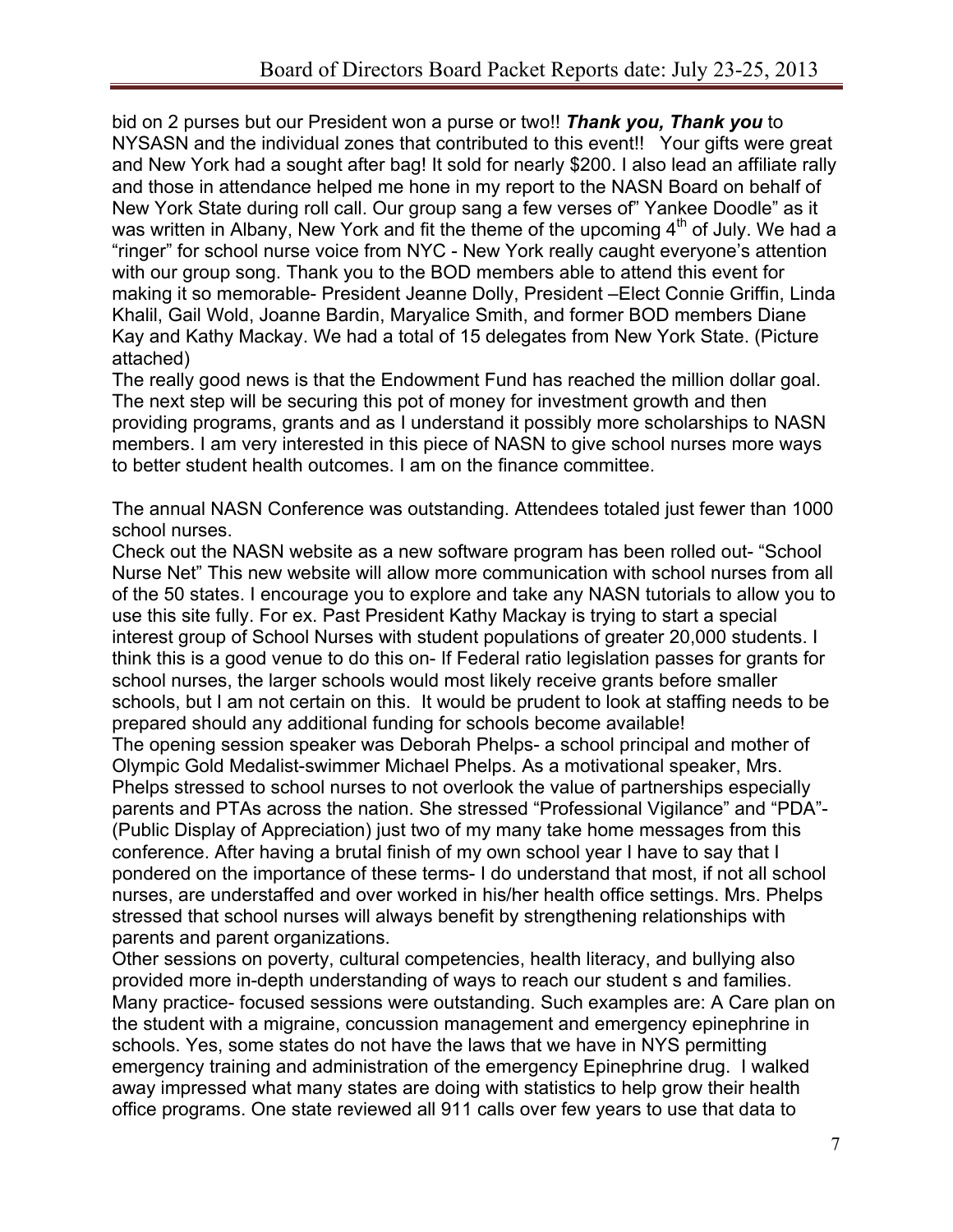bid on 2 purses but our President won a purse or two!! ***Thank you, Thank you*** to NYSASN and the individual zones that contributed to this event!! Your gifts were great and New York had a sought after bag! It sold for nearly $200. I also lead an affiliate rally and those in attendance helped me hone in my report to the NASN Board on behalf of New York State during roll call. Our group sang a few verses of" Yankee Doodle" as it was written in Albany, New York and fit the theme of the upcoming 4th of July. We had a "ringer" for school nurse voice from NYC - New York really caught everyone's attention with our group song. Thank you to the BOD members able to attend this event for making it so memorable- President Jeanne Dolly, President –Elect Connie Griffin, Linda Khalil, Gail Wold, Joanne Bardin, Maryalice Smith, and former BOD members Diane Kay and Kathy Mackay. We had a total of 15 delegates from New York State. (Picture attached)

The really good news is that the Endowment Fund has reached the million dollar goal. The next step will be securing this pot of money for investment growth and then providing programs, grants and as I understand it possibly more scholarships to NASN members. I am very interested in this piece of NASN to give school nurses more ways to better student health outcomes. I am on the finance committee.

The annual NASN Conference was outstanding. Attendees totaled just fewer than 1000 school nurses.

Check out the NASN website as a new software program has been rolled out- "School Nurse Net" This new website will allow more communication with school nurses from all of the 50 states. I encourage you to explore and take any NASN tutorials to allow you to use this site fully. For ex. Past President Kathy Mackay is trying to start a special interest group of School Nurses with student populations of greater 20,000 students. I think this is a good venue to do this on- If Federal ratio legislation passes for grants for school nurses, the larger schools would most likely receive grants before smaller schools, but I am not certain on this. It would be prudent to look at staffing needs to be prepared should any additional funding for schools become available!

The opening session speaker was Deborah Phelps- a school principal and mother of Olympic Gold Medalist-swimmer Michael Phelps. As a motivational speaker, Mrs. Phelps stressed to school nurses to not overlook the value of partnerships especially parents and PTAs across the nation. She stressed "Professional Vigilance" and "PDA"- (Public Display of Appreciation) just two of my many take home messages from this conference. After having a brutal finish of my own school year I have to say that I pondered on the importance of these terms- I do understand that most, if not all school nurses, are understaffed and over worked in his/her health office settings. Mrs. Phelps stressed that school nurses will always benefit by strengthening relationships with parents and parent organizations.

Other sessions on poverty, cultural competencies, health literacy, and bullying also provided more in-depth understanding of ways to reach our student s and families. Many practice- focused sessions were outstanding. Such examples are: A Care plan on the student with a migraine, concussion management and emergency epinephrine in schools. Yes, some states do not have the laws that we have in NYS permitting emergency training and administration of the emergency Epinephrine drug. I walked away impressed what many states are doing with statistics to help grow their health office programs. One state reviewed all 911 calls over few years to use that data to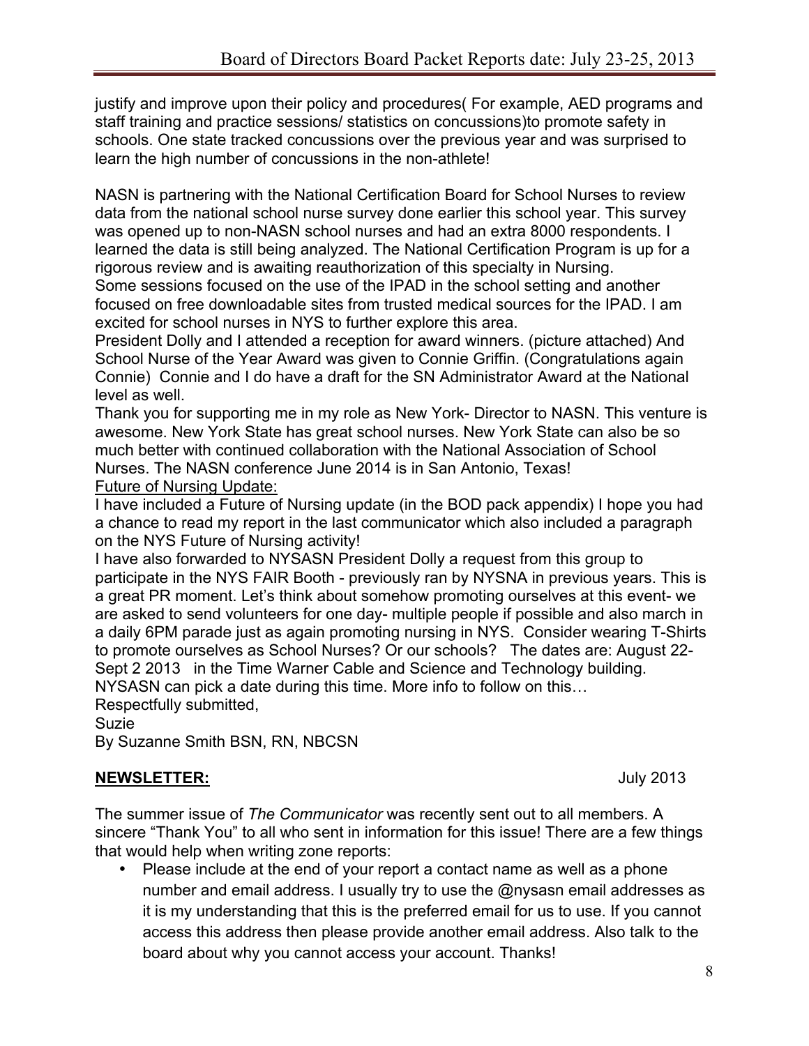justify and improve upon their policy and procedures( For example, AED programs and staff training and practice sessions/ statistics on concussions)to promote safety in schools. One state tracked concussions over the previous year and was surprised to learn the high number of concussions in the non-athlete!

NASN is partnering with the National Certification Board for School Nurses to review data from the national school nurse survey done earlier this school year. This survey was opened up to non-NASN school nurses and had an extra 8000 respondents. I learned the data is still being analyzed. The National Certification Program is up for a rigorous review and is awaiting reauthorization of this specialty in Nursing.
Some sessions focused on the use of the IPAD in the school setting and another focused on free downloadable sites from trusted medical sources for the IPAD. I am excited for school nurses in NYS to further explore this area.
President Dolly and I attended a reception for award winners. (picture attached) And School Nurse of the Year Award was given to Connie Griffin. (Congratulations again Connie) Connie and I do have a draft for the SN Administrator Award at the National level as well.
Thank you for supporting me in my role as New York- Director to NASN. This venture is awesome. New York State has great school nurses. New York State can also be so much better with continued collaboration with the National Association of School Nurses. The NASN conference June 2014 is in San Antonio, Texas!
<u>Future of Nursing Update:</u>
I have included a Future of Nursing update (in the BOD pack appendix) I hope you had a chance to read my report in the last communicator which also included a paragraph on the NYS Future of Nursing activity!
I have also forwarded to NYSASN President Dolly a request from this group to participate in the NYS FAIR Booth - previously ran by NYSNA in previous years. This is a great PR moment. Let's think about somehow promoting ourselves at this event- we are asked to send volunteers for one day- multiple people if possible and also march in a daily 6PM parade just as again promoting nursing in NYS. Consider wearing T-Shirts to promote ourselves as School Nurses? Or our schools? The dates are: August 22- Sept 2 2013 in the Time Warner Cable and Science and Technology building. NYSASN can pick a date during this time. More info to follow on this…
Respectfully submitted,
Suzie
By Suzanne Smith BSN, RN, NBCSN

**<u>NEWSLETTER:</u>** July 2013

The summer issue of *The Communicator* was recently sent out to all members. A sincere "Thank You" to all who sent in information for this issue! There are a few things that would help when writing zone reports:

- Please include at the end of your report a contact name as well as a phone number and email address. I usually try to use the @nysasn email addresses as it is my understanding that this is the preferred email for us to use. If you cannot access this address then please provide another email address. Also talk to the board about why you cannot access your account. Thanks!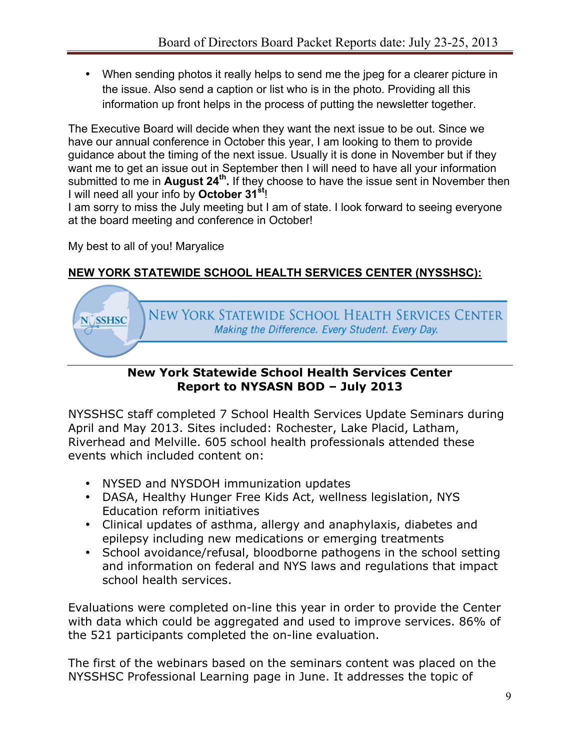- When sending photos it really helps to send me the jpeg for a clearer picture in the issue. Also send a caption or list who is in the photo. Providing all this information up front helps in the process of putting the newsletter together.

The Executive Board will decide when they want the next issue to be out. Since we have our annual conference in October this year, I am looking to them to provide guidance about the timing of the next issue. Usually it is done in November but if they want me to get an issue out in September then I will need to have all your information submitted to me in **August 24th.** If they choose to have the issue sent in November then I will need all your info by **October 31st**!
I am sorry to miss the July meeting but I am of state. I look forward to seeing everyone at the board meeting and conference in October!

My best to all of you! Maryalice

**NEW YORK STATEWIDE SCHOOL HEALTH SERVICES CENTER (NYSSHSC):**

NYSSHSC

NEW YORK STATEWIDE SCHOOL HEALTH SERVICES CENTER

*Making the Difference. Every Student. Every Day.*

**New York Statewide School Health Services Center**
**Report to NYSASN BOD – July 2013**

NYSSHSC staff completed 7 School Health Services Update Seminars during April and May 2013. Sites included: Rochester, Lake Placid, Latham, Riverhead and Melville. 605 school health professionals attended these events which included content on:

- NYSED and NYSDOH immunization updates
- DASA, Healthy Hunger Free Kids Act, wellness legislation, NYS Education reform initiatives
- Clinical updates of asthma, allergy and anaphylaxis, diabetes and epilepsy including new medications or emerging treatments
- School avoidance/refusal, bloodborne pathogens in the school setting and information on federal and NYS laws and regulations that impact school health services.

Evaluations were completed on-line this year in order to provide the Center with data which could be aggregated and used to improve services. 86% of the 521 participants completed the on-line evaluation.

The first of the webinars based on the seminars content was placed on the NYSSHSC Professional Learning page in June. It addresses the topic of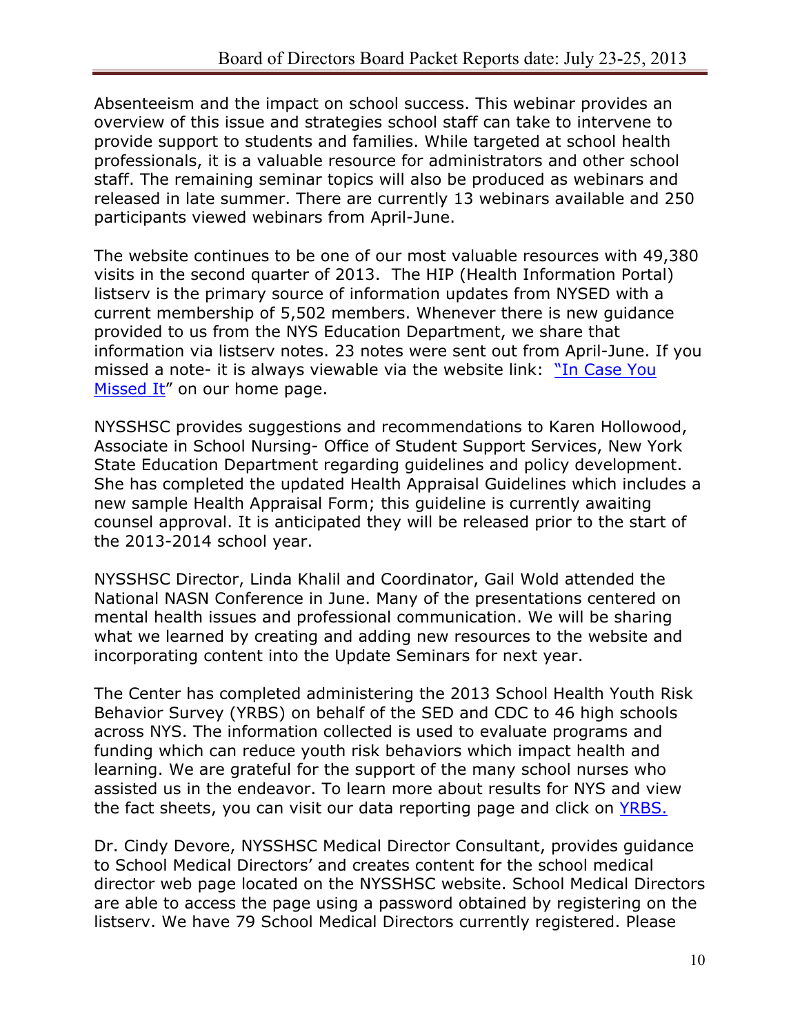Absenteeism and the impact on school success. This webinar provides an overview of this issue and strategies school staff can take to intervene to provide support to students and families. While targeted at school health professionals, it is a valuable resource for administrators and other school staff. The remaining seminar topics will also be produced as webinars and released in late summer. There are currently 13 webinars available and 250 participants viewed webinars from April-June.

The website continues to be one of our most valuable resources with 49,380 visits in the second quarter of 2013. The HIP (Health Information Portal) listserv is the primary source of information updates from NYSED with a current membership of 5,502 members. Whenever there is new guidance provided to us from the NYS Education Department, we share that information via listserv notes. 23 notes were sent out from April-June. If you missed a note- it is always viewable via the website link: "In Case You Missed It" on our home page.

NYSSHSC provides suggestions and recommendations to Karen Hollowood, Associate in School Nursing- Office of Student Support Services, New York State Education Department regarding guidelines and policy development. She has completed the updated Health Appraisal Guidelines which includes a new sample Health Appraisal Form; this guideline is currently awaiting counsel approval. It is anticipated they will be released prior to the start of the 2013-2014 school year.

NYSSHSC Director, Linda Khalil and Coordinator, Gail Wold attended the National NASN Conference in June. Many of the presentations centered on mental health issues and professional communication. We will be sharing what we learned by creating and adding new resources to the website and incorporating content into the Update Seminars for next year.

The Center has completed administering the 2013 School Health Youth Risk Behavior Survey (YRBS) on behalf of the SED and CDC to 46 high schools across NYS. The information collected is used to evaluate programs and funding which can reduce youth risk behaviors which impact health and learning. We are grateful for the support of the many school nurses who assisted us in the endeavor. To learn more about results for NYS and view the fact sheets, you can visit our data reporting page and click on YRBS.

Dr. Cindy Devore, NYSSHSC Medical Director Consultant, provides guidance to School Medical Directors' and creates content for the school medical director web page located on the NYSSHSC website. School Medical Directors are able to access the page using a password obtained by registering on the listserv. We have 79 School Medical Directors currently registered. Please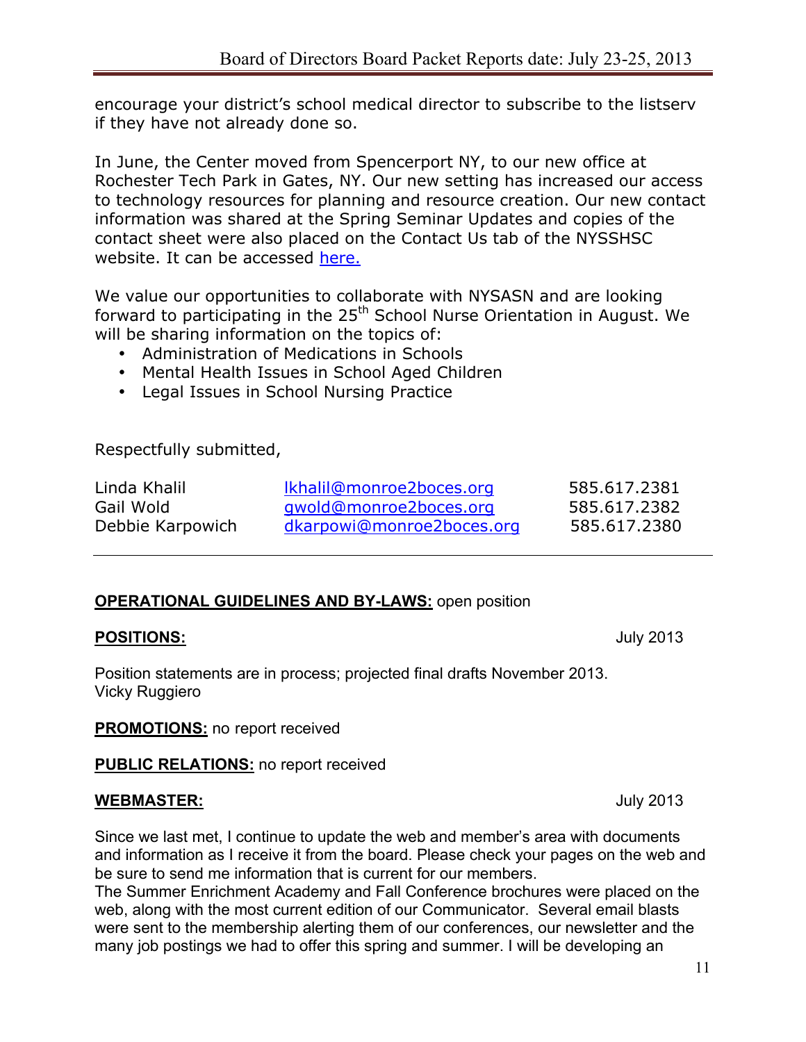encourage your district's school medical director to subscribe to the listserv if they have not already done so.

In June, the Center moved from Spencerport NY, to our new office at Rochester Tech Park in Gates, NY. Our new setting has increased our access to technology resources for planning and resource creation. Our new contact information was shared at the Spring Seminar Updates and copies of the contact sheet were also placed on the Contact Us tab of the NYSSHSC website. It can be accessed here.

We value our opportunities to collaborate with NYSASN and are looking forward to participating in the 25th School Nurse Orientation in August. We will be sharing information on the topics of:

- Administration of Medications in Schools
- Mental Health Issues in School Aged Children
- Legal Issues in School Nursing Practice

Respectfully submitted,

| | | |
|---|---|---|
| Linda Khalil | lkhalil@monroe2boces.org | 585.617.2381 |
| Gail Wold | gwold@monroe2boces.org | 585.617.2382 |
| Debbie Karpowich | dkarpowi@monroe2boces.org | 585.617.2380 |

---

**OPERATIONAL GUIDELINES AND BY-LAWS:** open position

**POSITIONS:** July 2013

Position statements are in process; projected final drafts November 2013.
Vicky Ruggiero

**PROMOTIONS:** no report received

**PUBLIC RELATIONS:** no report received

**WEBMASTER:** July 2013

Since we last met, I continue to update the web and member's area with documents and information as I receive it from the board. Please check your pages on the web and be sure to send me information that is current for our members.
The Summer Enrichment Academy and Fall Conference brochures were placed on the web, along with the most current edition of our Communicator. Several email blasts were sent to the membership alerting them of our conferences, our newsletter and the many job postings we had to offer this spring and summer. I will be developing an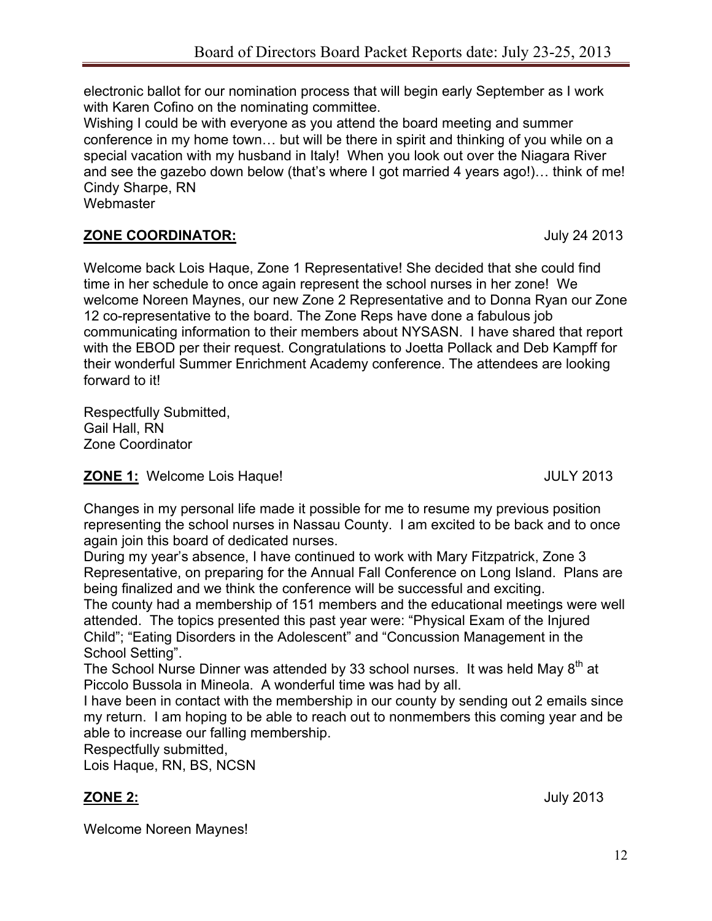electronic ballot for our nomination process that will begin early September as I work with Karen Cofino on the nominating committee.
Wishing I could be with everyone as you attend the board meeting and summer conference in my home town… but will be there in spirit and thinking of you while on a special vacation with my husband in Italy! When you look out over the Niagara River and see the gazebo down below (that's where I got married 4 years ago!)… think of me!
Cindy Sharpe, RN
Webmaster

**ZONE COORDINATOR:** July 24 2013

Welcome back Lois Haque, Zone 1 Representative! She decided that she could find time in her schedule to once again represent the school nurses in her zone! We welcome Noreen Maynes, our new Zone 2 Representative and to Donna Ryan our Zone 12 co-representative to the board. The Zone Reps have done a fabulous job communicating information to their members about NYSASN. I have shared that report with the EBOD per their request. Congratulations to Joetta Pollack and Deb Kampff for their wonderful Summer Enrichment Academy conference. The attendees are looking forward to it!

Respectfully Submitted,
Gail Hall, RN
Zone Coordinator

**ZONE 1:** Welcome Lois Haque! JULY 2013

Changes in my personal life made it possible for me to resume my previous position representing the school nurses in Nassau County. I am excited to be back and to once again join this board of dedicated nurses.
During my year's absence, I have continued to work with Mary Fitzpatrick, Zone 3 Representative, on preparing for the Annual Fall Conference on Long Island. Plans are being finalized and we think the conference will be successful and exciting.
The county had a membership of 151 members and the educational meetings were well attended. The topics presented this past year were: "Physical Exam of the Injured Child"; "Eating Disorders in the Adolescent" and "Concussion Management in the School Setting".
The School Nurse Dinner was attended by 33 school nurses. It was held May 8th at Piccolo Bussola in Mineola. A wonderful time was had by all.
I have been in contact with the membership in our county by sending out 2 emails since my return. I am hoping to be able to reach out to nonmembers this coming year and be able to increase our falling membership.
Respectfully submitted,
Lois Haque, RN, BS, NCSN

**ZONE 2:** July 2013

Welcome Noreen Maynes!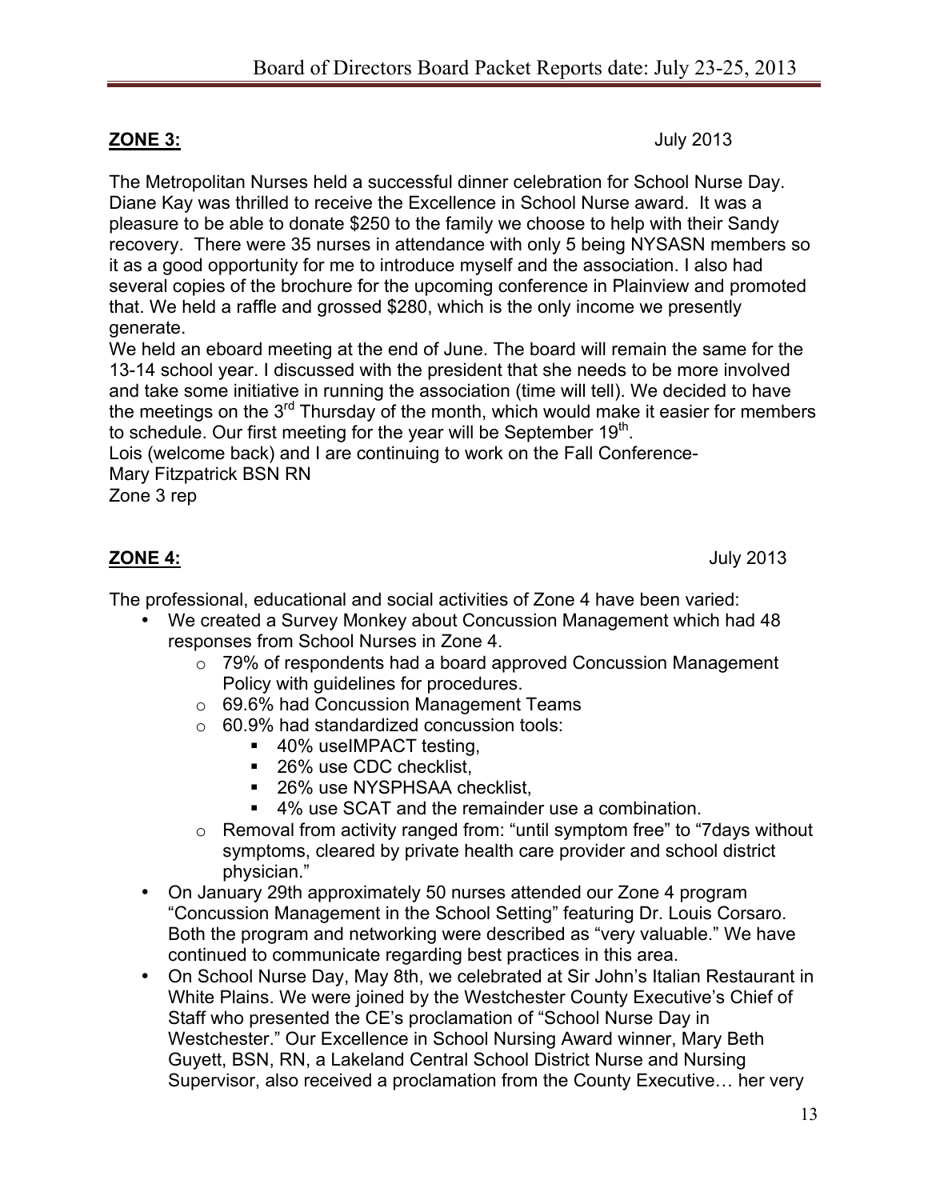**ZONE 3:** July 2013

The Metropolitan Nurses held a successful dinner celebration for School Nurse Day. Diane Kay was thrilled to receive the Excellence in School Nurse award. It was a pleasure to be able to donate $250 to the family we choose to help with their Sandy recovery. There were 35 nurses in attendance with only 5 being NYSASN members so it as a good opportunity for me to introduce myself and the association. I also had several copies of the brochure for the upcoming conference in Plainview and promoted that. We held a raffle and grossed $280, which is the only income we presently generate.

We held an eboard meeting at the end of June. The board will remain the same for the 13-14 school year. I discussed with the president that she needs to be more involved and take some initiative in running the association (time will tell). We decided to have the meetings on the 3rd Thursday of the month, which would make it easier for members to schedule. Our first meeting for the year will be September 19th.

Lois (welcome back) and I are continuing to work on the Fall Conference-

Mary Fitzpatrick BSN RN

Zone 3 rep

**ZONE 4:** July 2013

The professional, educational and social activities of Zone 4 have been varied:

- We created a Survey Monkey about Concussion Management which had 48 responses from School Nurses in Zone 4.
  - 79% of respondents had a board approved Concussion Management Policy with guidelines for procedures.
  - 69.6% had Concussion Management Teams
  - 60.9% had standardized concussion tools:
    - 40% useIMPACT testing,
    - 26% use CDC checklist,
    - 26% use NYSPHSAA checklist,
    - 4% use SCAT and the remainder use a combination.
  - Removal from activity ranged from: "until symptom free" to "7days without symptoms, cleared by private health care provider and school district physician."
- On January 29th approximately 50 nurses attended our Zone 4 program "Concussion Management in the School Setting" featuring Dr. Louis Corsaro. Both the program and networking were described as "very valuable." We have continued to communicate regarding best practices in this area.
- On School Nurse Day, May 8th, we celebrated at Sir John's Italian Restaurant in White Plains. We were joined by the Westchester County Executive's Chief of Staff who presented the CE's proclamation of "School Nurse Day in Westchester." Our Excellence in School Nursing Award winner, Mary Beth Guyett, BSN, RN, a Lakeland Central School District Nurse and Nursing Supervisor, also received a proclamation from the County Executive… her very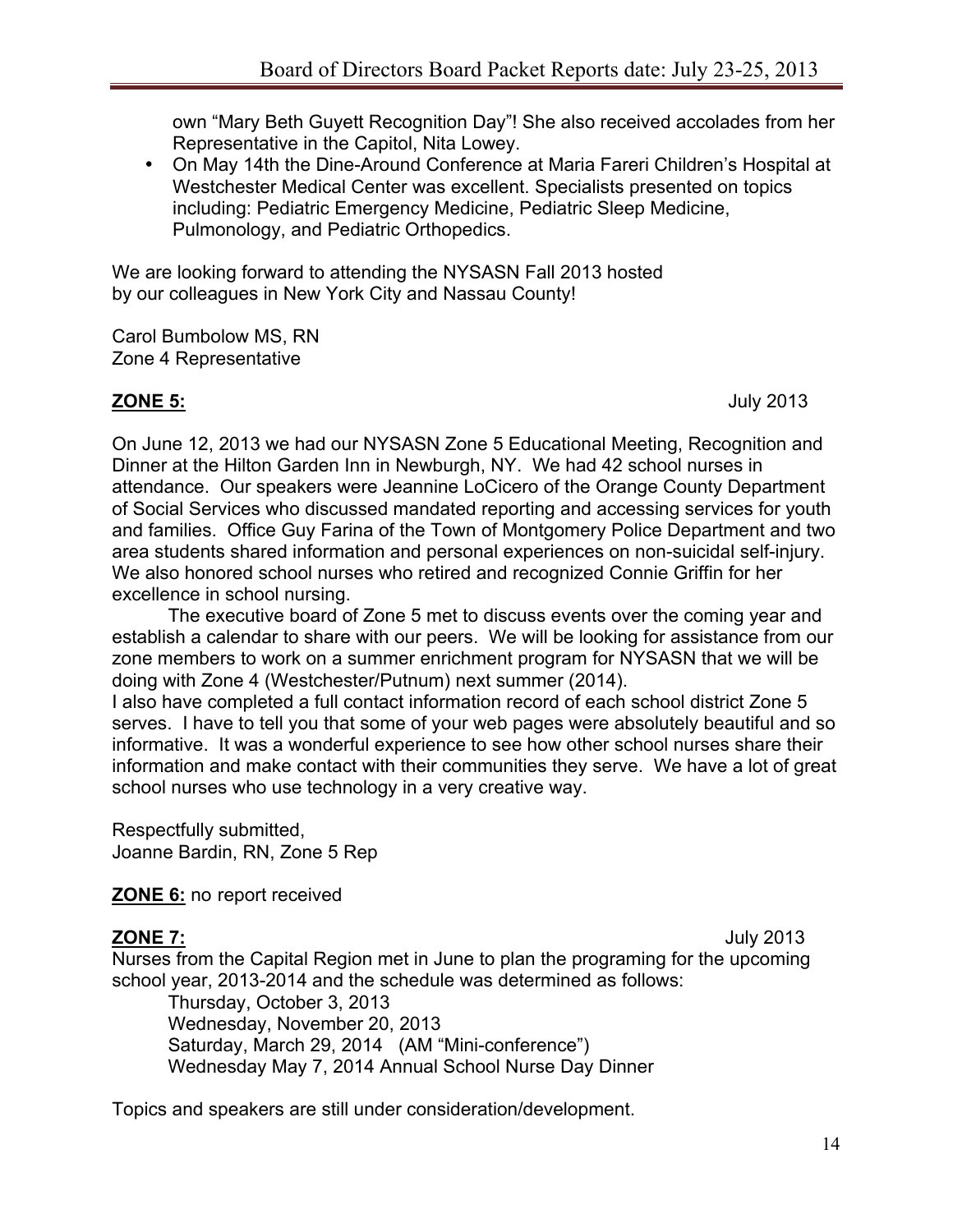own "Mary Beth Guyett Recognition Day"! She also received accolades from her Representative in the Capitol, Nita Lowey.

- On May 14th the Dine-Around Conference at Maria Fareri Children's Hospital at Westchester Medical Center was excellent. Specialists presented on topics including: Pediatric Emergency Medicine, Pediatric Sleep Medicine, Pulmonology, and Pediatric Orthopedics.

We are looking forward to attending the NYSASN Fall 2013 hosted by our colleagues in New York City and Nassau County!

Carol Bumbolow MS, RN
Zone 4 Representative

**ZONE 5:** July 2013

On June 12, 2013 we had our NYSASN Zone 5 Educational Meeting, Recognition and Dinner at the Hilton Garden Inn in Newburgh, NY. We had 42 school nurses in attendance. Our speakers were Jeannine LoCicero of the Orange County Department of Social Services who discussed mandated reporting and accessing services for youth and families. Office Guy Farina of the Town of Montgomery Police Department and two area students shared information and personal experiences on non-suicidal self-injury. We also honored school nurses who retired and recognized Connie Griffin for her excellence in school nursing.

The executive board of Zone 5 met to discuss events over the coming year and establish a calendar to share with our peers. We will be looking for assistance from our zone members to work on a summer enrichment program for NYSASN that we will be doing with Zone 4 (Westchester/Putnum) next summer (2014).

I also have completed a full contact information record of each school district Zone 5 serves. I have to tell you that some of your web pages were absolutely beautiful and so informative. It was a wonderful experience to see how other school nurses share their information and make contact with their communities they serve. We have a lot of great school nurses who use technology in a very creative way.

Respectfully submitted,
Joanne Bardin, RN, Zone 5 Rep

**ZONE 6:** no report received

**ZONE 7:** July 2013

Nurses from the Capital Region met in June to plan the programing for the upcoming school year, 2013-2014 and the schedule was determined as follows:

Thursday, October 3, 2013
Wednesday, November 20, 2013
Saturday, March 29, 2014 (AM "Mini-conference")
Wednesday May 7, 2014 Annual School Nurse Day Dinner

Topics and speakers are still under consideration/development.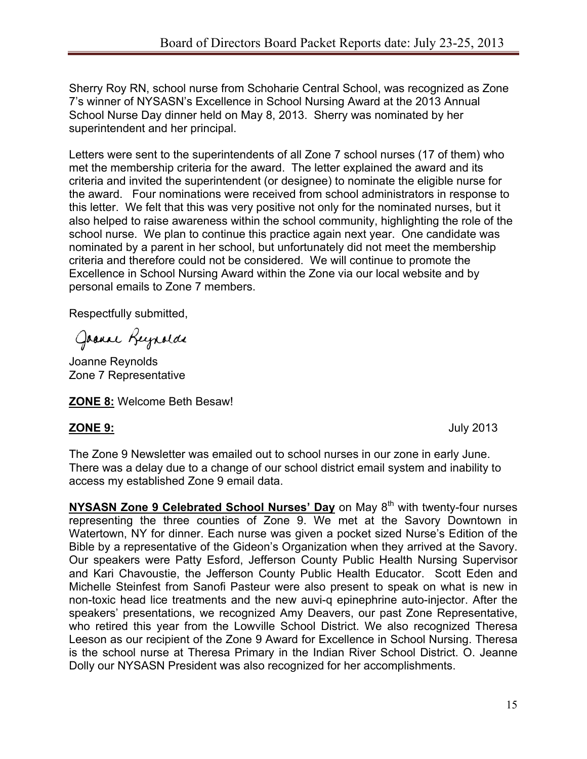Sherry Roy RN, school nurse from Schoharie Central School, was recognized as Zone 7's winner of NYSASN's Excellence in School Nursing Award at the 2013 Annual School Nurse Day dinner held on May 8, 2013. Sherry was nominated by her superintendent and her principal.

Letters were sent to the superintendents of all Zone 7 school nurses (17 of them) who met the membership criteria for the award. The letter explained the award and its criteria and invited the superintendent (or designee) to nominate the eligible nurse for the award. Four nominations were received from school administrators in response to this letter. We felt that this was very positive not only for the nominated nurses, but it also helped to raise awareness within the school community, highlighting the role of the school nurse. We plan to continue this practice again next year. One candidate was nominated by a parent in her school, but unfortunately did not meet the membership criteria and therefore could not be considered. We will continue to promote the Excellence in School Nursing Award within the Zone via our local website and by personal emails to Zone 7 members.

Respectfully submitted,

Joanne Reynolds

Joanne Reynolds
Zone 7 Representative

**ZONE 8:** Welcome Beth Besaw!

**ZONE 9:** July 2013

The Zone 9 Newsletter was emailed out to school nurses in our zone in early June. There was a delay due to a change of our school district email system and inability to access my established Zone 9 email data.

**NYSASN Zone 9 Celebrated School Nurses' Day** on May 8th with twenty-four nurses representing the three counties of Zone 9. We met at the Savory Downtown in Watertown, NY for dinner. Each nurse was given a pocket sized Nurse's Edition of the Bible by a representative of the Gideon's Organization when they arrived at the Savory. Our speakers were Patty Esford, Jefferson County Public Health Nursing Supervisor and Kari Chavoustie, the Jefferson County Public Health Educator. Scott Eden and Michelle Steinfest from Sanofi Pasteur were also present to speak on what is new in non-toxic head lice treatments and the new auvi-q epinephrine auto-injector. After the speakers' presentations, we recognized Amy Deavers, our past Zone Representative, who retired this year from the Lowville School District. We also recognized Theresa Leeson as our recipient of the Zone 9 Award for Excellence in School Nursing. Theresa is the school nurse at Theresa Primary in the Indian River School District. O. Jeanne Dolly our NYSASN President was also recognized for her accomplishments.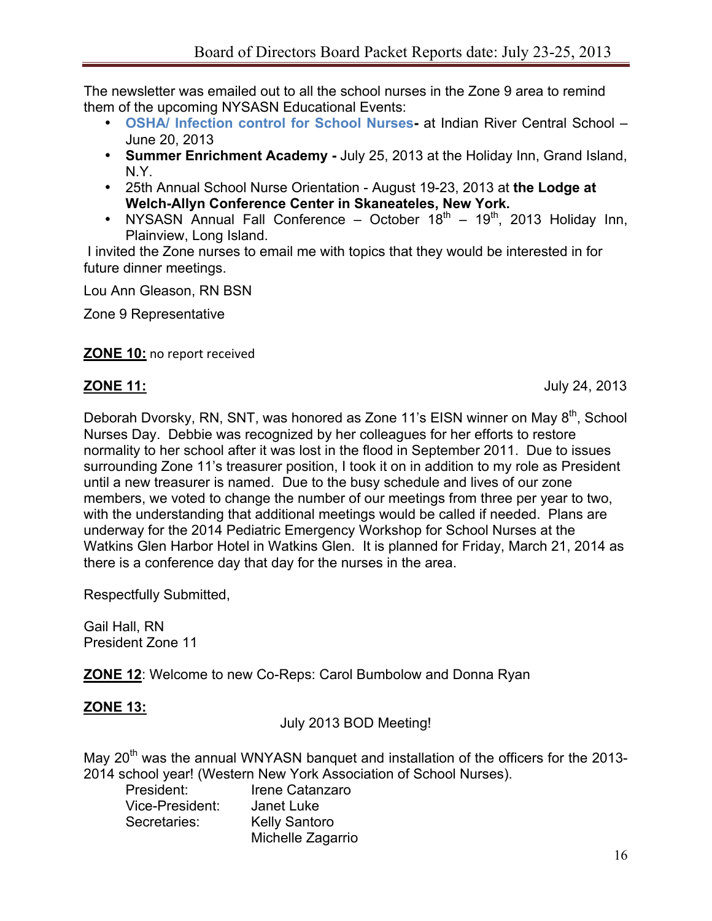The newsletter was emailed out to all the school nurses in the Zone 9 area to remind them of the upcoming NYSASN Educational Events:

- **OSHA/ Infection control for School Nurses-** at Indian River Central School – June 20, 2013
- **Summer Enrichment Academy -** July 25, 2013 at the Holiday Inn, Grand Island, N.Y.
- 25th Annual School Nurse Orientation - August 19-23, 2013 at **the Lodge at Welch-Allyn Conference Center in Skaneateles, New York.**
- NYSASN Annual Fall Conference – October 18th – 19th, 2013 Holiday Inn, Plainview, Long Island.

I invited the Zone nurses to email me with topics that they would be interested in for future dinner meetings.

Lou Ann Gleason, RN BSN

Zone 9 Representative

**ZONE 10:** no report received

**ZONE 11:** July 24, 2013

Deborah Dvorsky, RN, SNT, was honored as Zone 11's EISN winner on May 8th, School Nurses Day. Debbie was recognized by her colleagues for her efforts to restore normality to her school after it was lost in the flood in September 2011. Due to issues surrounding Zone 11's treasurer position, I took it on in addition to my role as President until a new treasurer is named. Due to the busy schedule and lives of our zone members, we voted to change the number of our meetings from three per year to two, with the understanding that additional meetings would be called if needed. Plans are underway for the 2014 Pediatric Emergency Workshop for School Nurses at the Watkins Glen Harbor Hotel in Watkins Glen. It is planned for Friday, March 21, 2014 as there is a conference day that day for the nurses in the area.

Respectfully Submitted,

Gail Hall, RN
President Zone 11

**ZONE 12**: Welcome to new Co-Reps: Carol Bumbolow and Donna Ryan

**ZONE 13:**

July 2013 BOD Meeting!

May 20th was the annual WNYASN banquet and installation of the officers for the 2013-2014 school year! (Western New York Association of School Nurses).

| | |
|---|---|
| President: | Irene Catanzaro |
| Vice-President: | Janet Luke |
| Secretaries: | Kelly Santoro |
| | Michelle Zagarrio |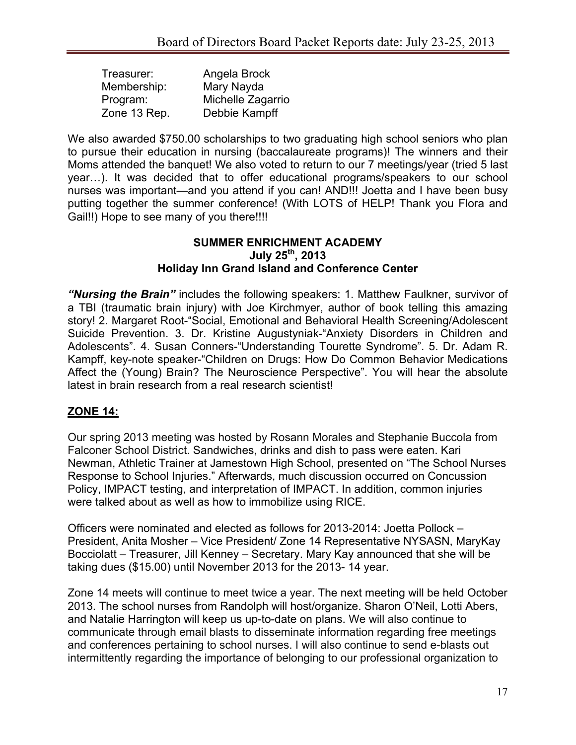| | |
|---|---|
| Treasurer: | Angela Brock |
| Membership: | Mary Nayda |
| Program: | Michelle Zagarrio |
| Zone 13 Rep. | Debbie Kampff |

We also awarded $750.00 scholarships to two graduating high school seniors who plan to pursue their education in nursing (baccalaureate programs)! The winners and their Moms attended the banquet! We also voted to return to our 7 meetings/year (tried 5 last year…). It was decided that to offer educational programs/speakers to our school nurses was important—and you attend if you can! AND!!! Joetta and I have been busy putting together the summer conference! (With LOTS of HELP! Thank you Flora and Gail!!) Hope to see many of you there!!!!

**SUMMER ENRICHMENT ACADEMY**
**July 25th, 2013**
**Holiday Inn Grand Island and Conference Center**

***"Nursing the Brain"*** includes the following speakers: 1. Matthew Faulkner, survivor of a TBI (traumatic brain injury) with Joe Kirchmyer, author of book telling this amazing story! 2. Margaret Root-"Social, Emotional and Behavioral Health Screening/Adolescent Suicide Prevention. 3. Dr. Kristine Augustyniak-"Anxiety Disorders in Children and Adolescents". 4. Susan Conners-"Understanding Tourette Syndrome". 5. Dr. Adam R. Kampff, key-note speaker-"Children on Drugs: How Do Common Behavior Medications Affect the (Young) Brain? The Neuroscience Perspective". You will hear the absolute latest in brain research from a real research scientist!

## ZONE 14:

Our spring 2013 meeting was hosted by Rosann Morales and Stephanie Buccola from Falconer School District. Sandwiches, drinks and dish to pass were eaten. Kari Newman, Athletic Trainer at Jamestown High School, presented on "The School Nurses Response to School Injuries." Afterwards, much discussion occurred on Concussion Policy, IMPACT testing, and interpretation of IMPACT. In addition, common injuries were talked about as well as how to immobilize using RICE.

Officers were nominated and elected as follows for 2013-2014: Joetta Pollock – President, Anita Mosher – Vice President/ Zone 14 Representative NYSASN, MaryKay Bocciolatt – Treasurer, Jill Kenney – Secretary. Mary Kay announced that she will be taking dues ($15.00) until November 2013 for the 2013- 14 year.

Zone 14 meets will continue to meet twice a year. The next meeting will be held October 2013. The school nurses from Randolph will host/organize. Sharon O'Neil, Lotti Abers, and Natalie Harrington will keep us up-to-date on plans. We will also continue to communicate through email blasts to disseminate information regarding free meetings and conferences pertaining to school nurses. I will also continue to send e-blasts out intermittently regarding the importance of belonging to our professional organization to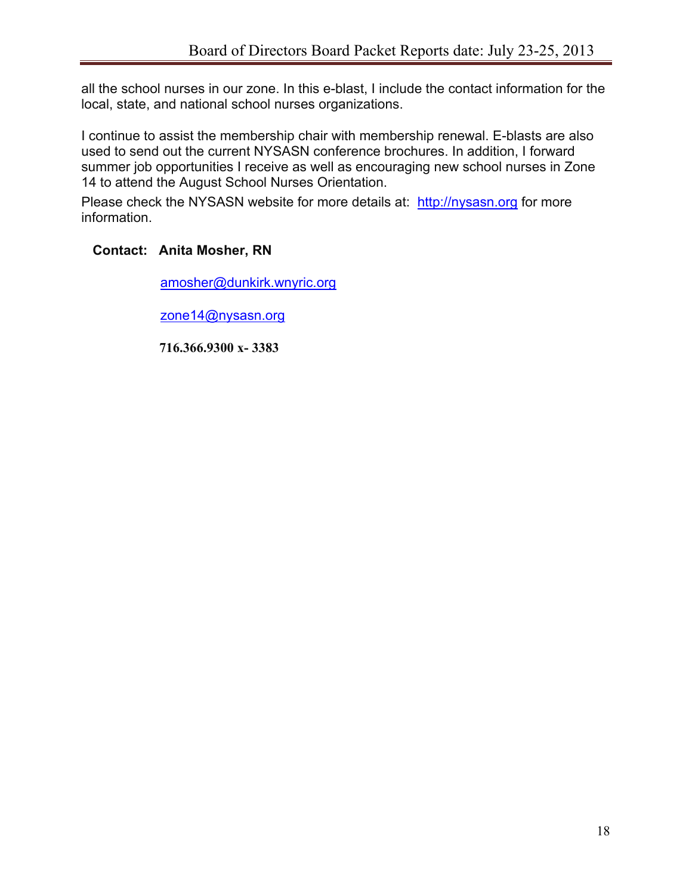all the school nurses in our zone. In this e-blast, I include the contact information for the local, state, and national school nurses organizations.

I continue to assist the membership chair with membership renewal. E-blasts are also used to send out the current NYSASN conference brochures. In addition, I forward summer job opportunities I receive as well as encouraging new school nurses in Zone 14 to attend the August School Nurses Orientation.

Please check the NYSASN website for more details at: http://nysasn.org for more information.

**Contact: Anita Mosher, RN**

amosher@dunkirk.wnyric.org

zone14@nysasn.org

**716.366.9300 x- 3383**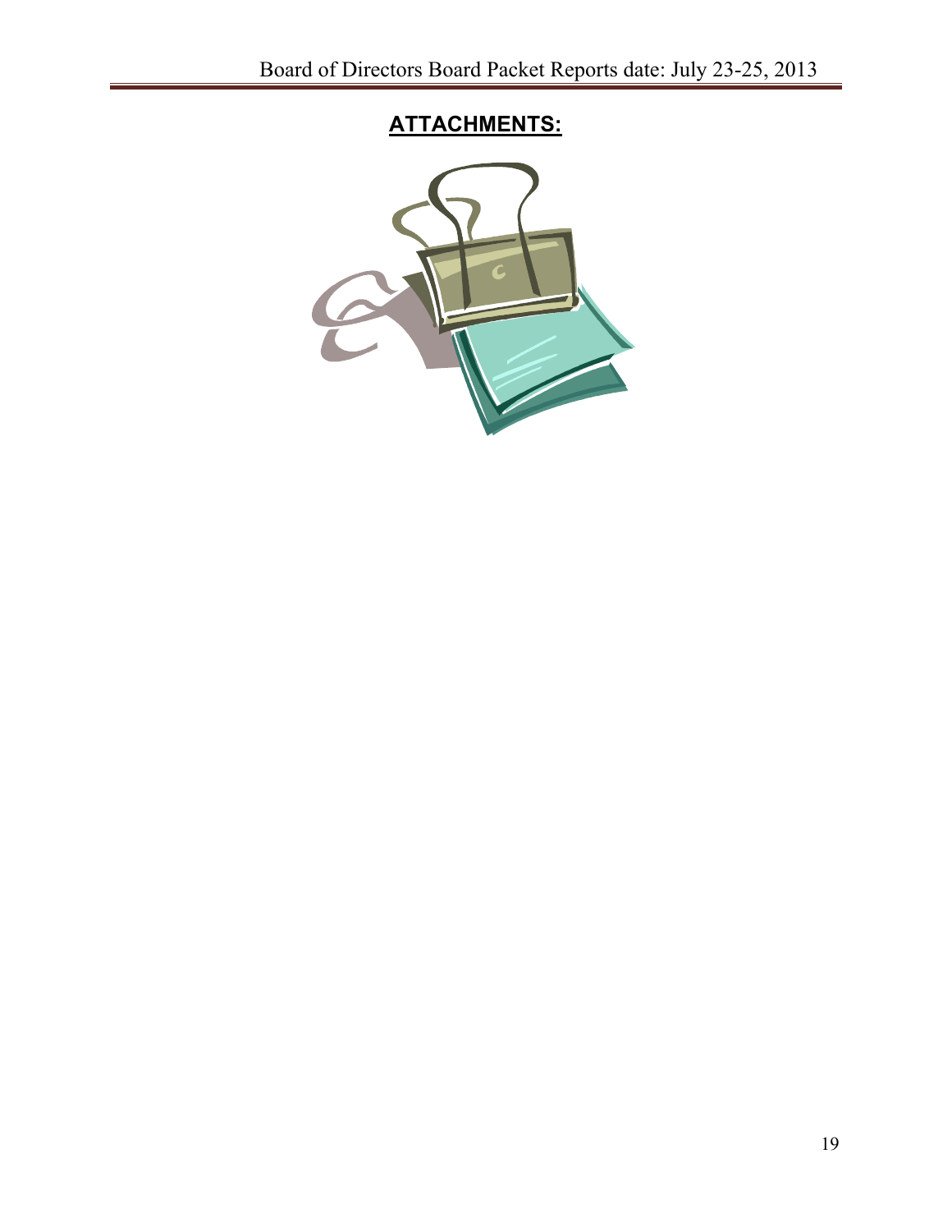# **ATTACHMENTS:**